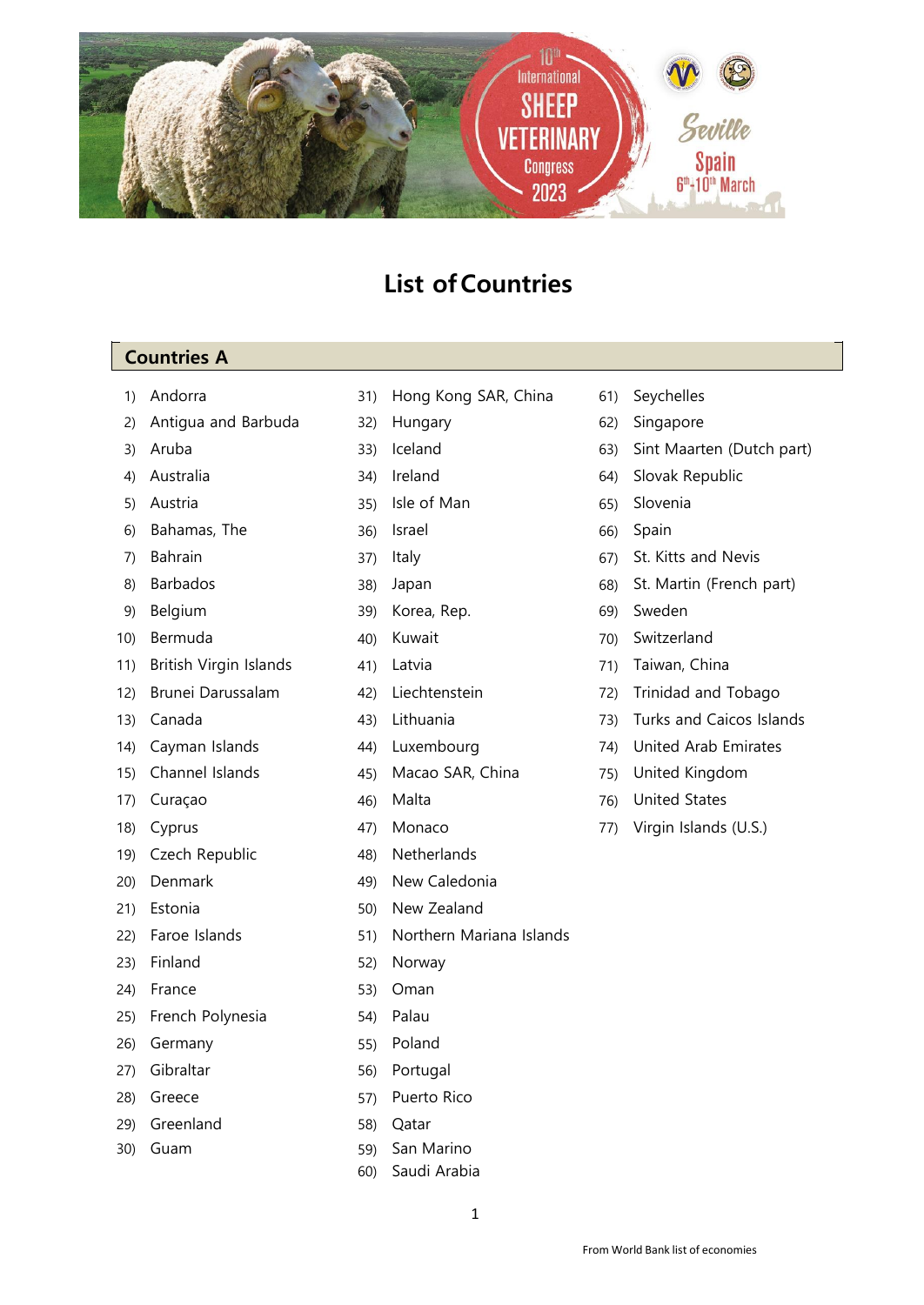# List of Countries

## Countries A

1) Andorra
2) Antigua and Barbuda
3) Aruba
4) Australia
5) Austria
6) Bahamas, The
7) Bahrain
8) Barbados
9) Belgium
10) Bermuda
11) British Virgin Islands
12) Brunei Darussalam
13) Canada
14) Cayman Islands
15) Channel Islands
17) Curaçao
18) Cyprus
19) Czech Republic
20) Denmark
21) Estonia
22) Faroe Islands
23) Finland
24) France
25) French Polynesia
26) Germany
27) Gibraltar
28) Greece
29) Greenland
30) Guam
31) Hong Kong SAR, China
32) Hungary
33) Iceland
34) Ireland
35) Isle of Man
36) Israel
37) Italy
38) Japan
39) Korea, Rep.
40) Kuwait
41) Latvia
42) Liechtenstein
43) Lithuania
44) Luxembourg
45) Macao SAR, China
46) Malta
47) Monaco
48) Netherlands
49) New Caledonia
50) New Zealand
51) Northern Mariana Islands
52) Norway
53) Oman
54) Palau
55) Poland
56) Portugal
57) Puerto Rico
58) Qatar
59) San Marino
60) Saudi Arabia
61) Seychelles
62) Singapore
63) Sint Maarten (Dutch part)
64) Slovak Republic
65) Slovenia
66) Spain
67) St. Kitts and Nevis
68) St. Martin (French part)
69) Sweden
70) Switzerland
71) Taiwan, China
72) Trinidad and Tobago
73) Turks and Caicos Islands
74) United Arab Emirates
75) United Kingdom
76) United States
77) Virgin Islands (U.S.)

From World Bank list of economies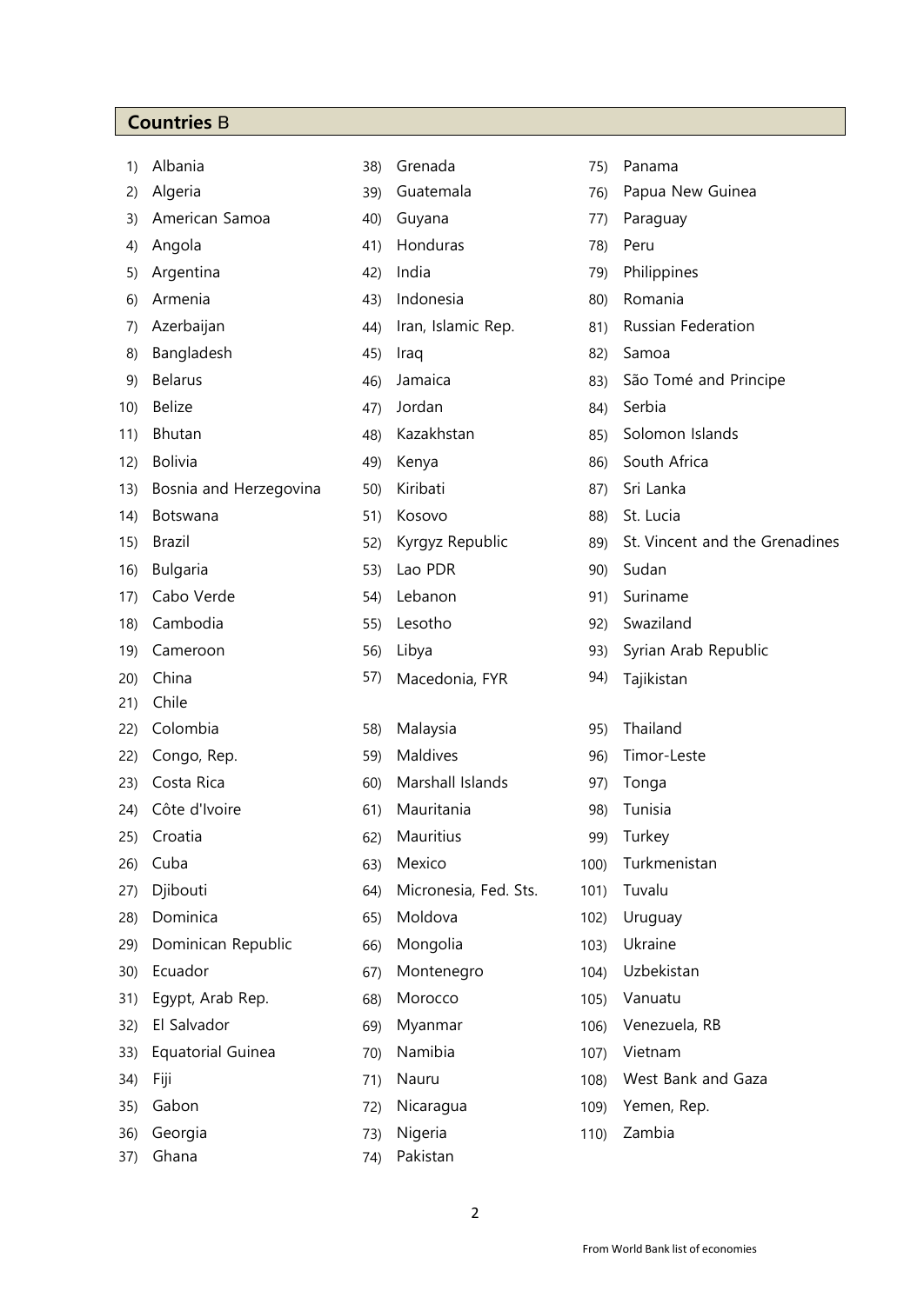## **Countries** B

1) Albania
2) Algeria
3) American Samoa
4) Angola
5) Argentina
6) Armenia
7) Azerbaijan
8) Bangladesh
9) Belarus
10) Belize
11) Bhutan
12) Bolivia
13) Bosnia and Herzegovina
14) Botswana
15) Brazil
16) Bulgaria
17) Cabo Verde
18) Cambodia
19) Cameroon
20) China
21) Chile
22) Colombia
22) Congo, Rep.
23) Costa Rica
24) Côte d'Ivoire
25) Croatia
26) Cuba
27) Djibouti
28) Dominica
29) Dominican Republic
30) Ecuador
31) Egypt, Arab Rep.
32) El Salvador
33) Equatorial Guinea
34) Fiji
35) Gabon
36) Georgia
37) Ghana
38) Grenada
39) Guatemala
40) Guyana
41) Honduras
42) India
43) Indonesia
44) Iran, Islamic Rep.
45) Iraq
46) Jamaica
47) Jordan
48) Kazakhstan
49) Kenya
50) Kiribati
51) Kosovo
52) Kyrgyz Republic
53) Lao PDR
54) Lebanon
55) Lesotho
56) Libya
57) Macedonia, FYR
58) Malaysia
59) Maldives
60) Marshall Islands
61) Mauritania
62) Mauritius
63) Mexico
64) Micronesia, Fed. Sts.
65) Moldova
66) Mongolia
67) Montenegro
68) Morocco
69) Myanmar
70) Namibia
71) Nauru
72) Nicaragua
73) Nigeria
74) Pakistan
75) Panama
76) Papua New Guinea
77) Paraguay
78) Peru
79) Philippines
80) Romania
81) Russian Federation
82) Samoa
83) São Tomé and Principe
84) Serbia
85) Solomon Islands
86) South Africa
87) Sri Lanka
88) St. Lucia
89) St. Vincent and the Grenadines
90) Sudan
91) Suriname
92) Swaziland
93) Syrian Arab Republic
94) Tajikistan
95) Thailand
96) Timor-Leste
97) Tonga
98) Tunisia
99) Turkey
100) Turkmenistan
101) Tuvalu
102) Uruguay
103) Ukraine
104) Uzbekistan
105) Vanuatu
106) Venezuela, RB
107) Vietnam
108) West Bank and Gaza
109) Yemen, Rep.
110) Zambia

From World Bank list of economies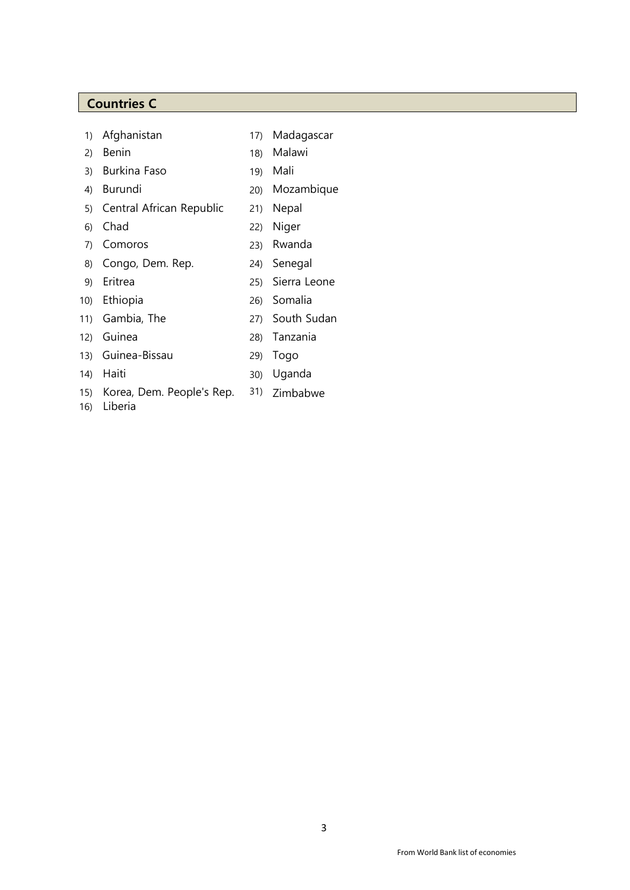## Countries C

1) Afghanistan
2) Benin
3) Burkina Faso
4) Burundi
5) Central African Republic
6) Chad
7) Comoros
8) Congo, Dem. Rep.
9) Eritrea
10) Ethiopia
11) Gambia, The
12) Guinea
13) Guinea-Bissau
14) Haiti
15) Korea, Dem. People's Rep.
16) Liberia
17) Madagascar
18) Malawi
19) Mali
20) Mozambique
21) Nepal
22) Niger
23) Rwanda
24) Senegal
25) Sierra Leone
26) Somalia
27) South Sudan
28) Tanzania
29) Togo
30) Uganda
31) Zimbabwe

From World Bank list of economies